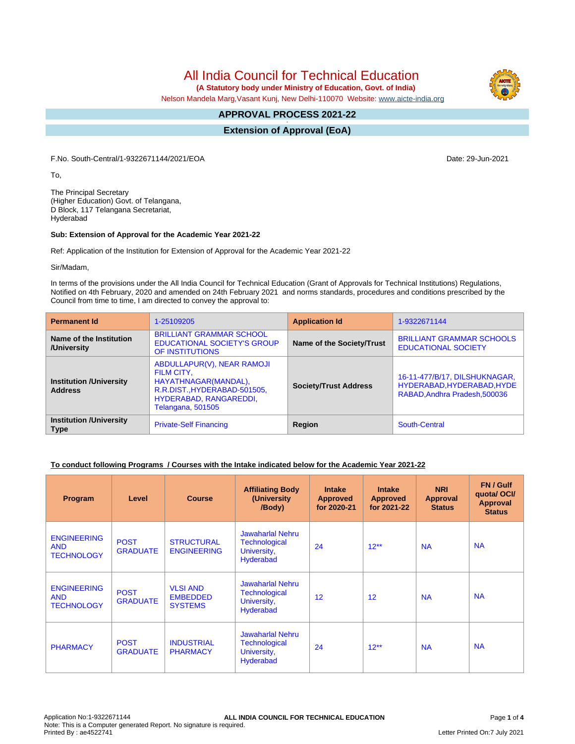# All India Council for Technical Education

**(A Statutory body under Ministry of Education, Govt. of India)**

Nelson Mandela Marg,Vasant Kunj, New Delhi-110070 Website: www.aicte-india.org

## APPROVAL PROCESS 2021-22

## Extension of Approval (EoA)

F.No. South-Central/1-9322671144/2021/EOA

Date: 29-Jun-2021

To,

The Principal Secretary
(Higher Education) Govt. of Telangana,
D Block, 117 Telangana Secretariat,
Hyderabad

**Sub: Extension of Approval for the Academic Year 2021-22**

Ref: Application of the Institution for Extension of Approval for the Academic Year 2021-22

Sir/Madam,

In terms of the provisions under the All India Council for Technical Education (Grant of Approvals for Technical Institutions) Regulations, Notified on 4th February, 2020 and amended on 24th February 2021 and norms standards, procedures and conditions prescribed by the Council from time to time, I am directed to convey the approval to:

| **Permanent Id** | 1-25109205 | **Application Id** | 1-9322671144 |
|---|---|---|---|
| **Name of the Institution /University** | BRILLIANT GRAMMAR SCHOOL EDUCATIONAL SOCIETY'S GROUP OF INSTITUTIONS | **Name of the Society/Trust** | BRILLIANT GRAMMAR SCHOOLS EDUCATIONAL SOCIETY |
| **Institution /University Address** | ABDULLAPUR(V), NEAR RAMOJI FILM CITY, HAYATHNAGAR(MANDAL), R.R.DIST.,HYDERABAD-501505, HYDERABAD, RANGAREDDI, Telangana, 501505 | **Society/Trust Address** | 16-11-477/B/17, DILSHUKNAGAR, HYDERABAD,HYDERABAD,HYDERABAD,Andhra Pradesh,500036 |
| **Institution /University Type** | Private-Self Financing | **Region** | South-Central |

**To conduct following Programs / Courses with the Intake indicated below for the Academic Year 2021-22**

| Program | Level | Course | Affiliating Body (University /Body) | Intake Approved for 2020-21 | Intake Approved for 2021-22 | NRI Approval Status | FN / Gulf quota/ OCI/ Approval Status |
|---|---|---|---|---|---|---|---|
| ENGINEERING AND TECHNOLOGY | POST GRADUATE | STRUCTURAL ENGINEERING | Jawaharlal Nehru Technological University, Hyderabad | 24 | 12** | NA | NA |
| ENGINEERING AND TECHNOLOGY | POST GRADUATE | VLSI AND EMBEDDED SYSTEMS | Jawaharlal Nehru Technological University, Hyderabad | 12 | 12 | NA | NA |
| PHARMACY | POST GRADUATE | INDUSTRIAL PHARMACY | Jawaharlal Nehru Technological University, Hyderabad | 24 | 12** | NA | NA |

Application No:1-9322671144
Note: This is a Computer generated Report. No signature is required.
Printed By : ae4522741

Letter Printed On:7 July 2021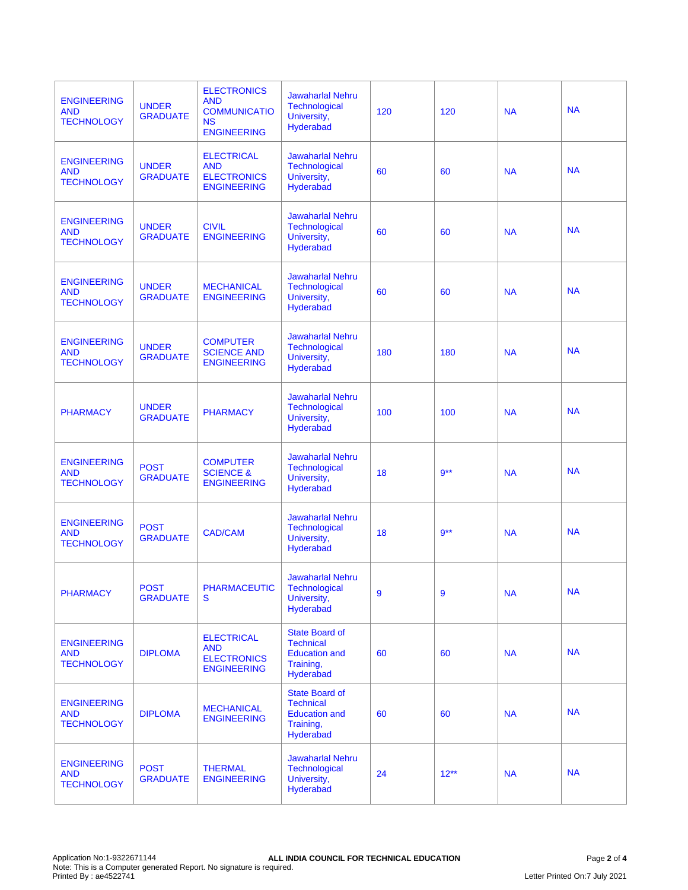| ENGINEERING AND TECHNOLOGY | UNDER GRADUATE | ELECTRONICS AND COMMUNICATIONS ENGINEERING | Jawaharlal Nehru Technological University, Hyderabad | 120 | 120 | NA | NA |
|---|---|---|---|---|---|---|---|
| ENGINEERING AND TECHNOLOGY | UNDER GRADUATE | ELECTRICAL AND ELECTRONICS ENGINEERING | Jawaharlal Nehru Technological University, Hyderabad | 60 | 60 | NA | NA |
| ENGINEERING AND TECHNOLOGY | UNDER GRADUATE | CIVIL ENGINEERING | Jawaharlal Nehru Technological University, Hyderabad | 60 | 60 | NA | NA |
| ENGINEERING AND TECHNOLOGY | UNDER GRADUATE | MECHANICAL ENGINEERING | Jawaharlal Nehru Technological University, Hyderabad | 60 | 60 | NA | NA |
| ENGINEERING AND TECHNOLOGY | UNDER GRADUATE | COMPUTER SCIENCE AND ENGINEERING | Jawaharlal Nehru Technological University, Hyderabad | 180 | 180 | NA | NA |
| PHARMACY | UNDER GRADUATE | PHARMACY | Jawaharlal Nehru Technological University, Hyderabad | 100 | 100 | NA | NA |
| ENGINEERING AND TECHNOLOGY | POST GRADUATE | COMPUTER SCIENCE & ENGINEERING | Jawaharlal Nehru Technological University, Hyderabad | 18 | 9** | NA | NA |
| ENGINEERING AND TECHNOLOGY | POST GRADUATE | CAD/CAM | Jawaharlal Nehru Technological University, Hyderabad | 18 | 9** | NA | NA |
| PHARMACY | POST GRADUATE | PHARMACEUTICS | Jawaharlal Nehru Technological University, Hyderabad | 9 | 9 | NA | NA |
| ENGINEERING AND TECHNOLOGY | DIPLOMA | ELECTRICAL AND ELECTRONICS ENGINEERING | State Board of Technical Education and Training, Hyderabad | 60 | 60 | NA | NA |
| ENGINEERING AND TECHNOLOGY | DIPLOMA | MECHANICAL ENGINEERING | State Board of Technical Education and Training, Hyderabad | 60 | 60 | NA | NA |
| ENGINEERING AND TECHNOLOGY | POST GRADUATE | THERMAL ENGINEERING | Jawaharlal Nehru Technological University, Hyderabad | 24 | 12** | NA | NA |

Application No:1-9322671144
Note: This is a Computer generated Report. No signature is required.
Printed By : ae4522741

**ALL INDIA COUNCIL FOR TECHNICAL EDUCATION**

Letter Printed On:7 July 2021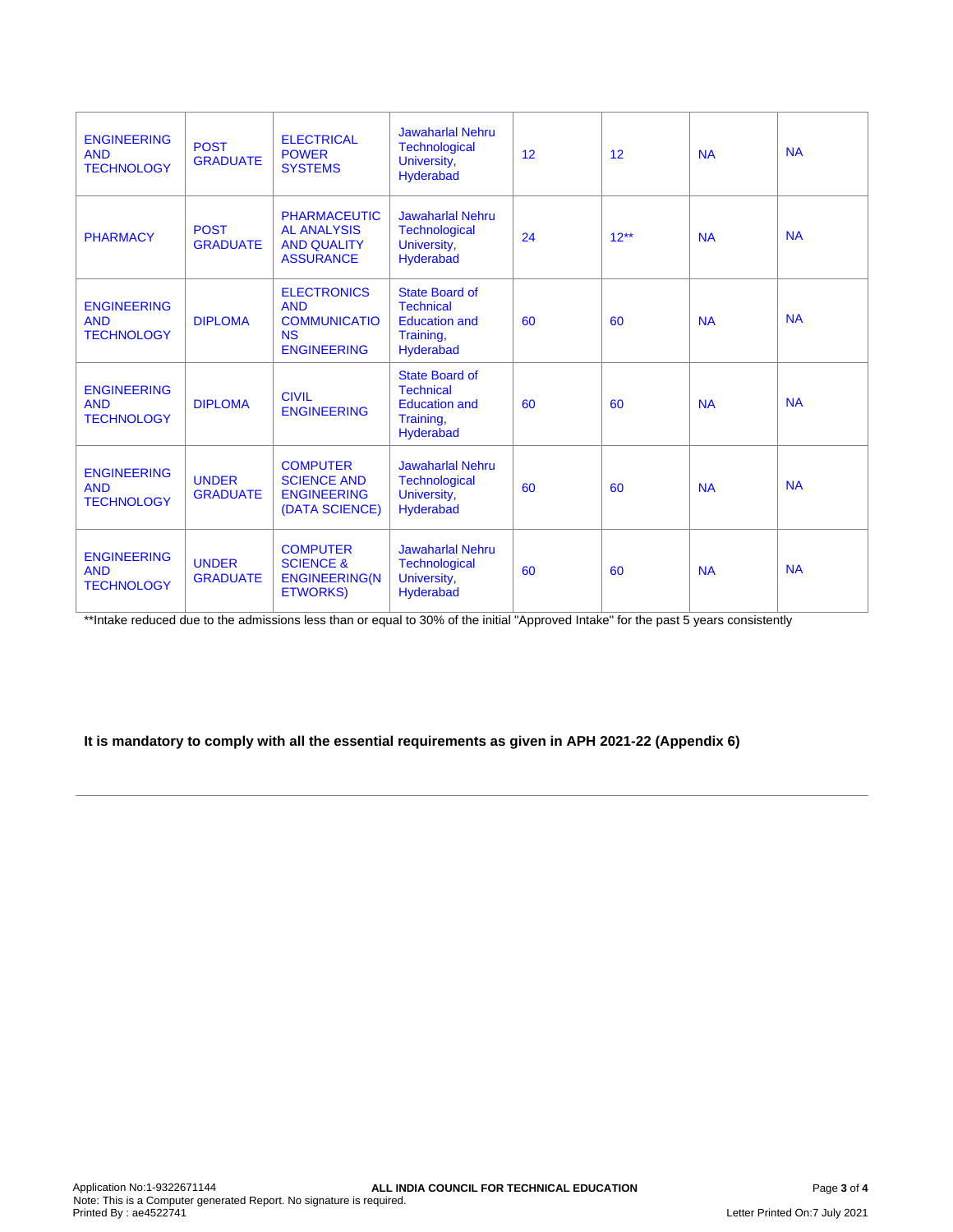| | | | | | | | |
|---|---|---|---|---|---|---|---|
| ENGINEERING AND TECHNOLOGY | POST GRADUATE | ELECTRICAL POWER SYSTEMS | Jawaharlal Nehru Technological University, Hyderabad | 12 | 12 | NA | NA |
| PHARMACY | POST GRADUATE | PHARMACEUTICAL ANALYSIS AND QUALITY ASSURANCE | Jawaharlal Nehru Technological University, Hyderabad | 24 | 12** | NA | NA |
| ENGINEERING AND TECHNOLOGY | DIPLOMA | ELECTRONICS AND COMMUNICATIONS ENGINEERING | State Board of Technical Education and Training, Hyderabad | 60 | 60 | NA | NA |
| ENGINEERING AND TECHNOLOGY | DIPLOMA | CIVIL ENGINEERING | State Board of Technical Education and Training, Hyderabad | 60 | 60 | NA | NA |
| ENGINEERING AND TECHNOLOGY | UNDER GRADUATE | COMPUTER SCIENCE AND ENGINEERING (DATA SCIENCE) | Jawaharlal Nehru Technological University, Hyderabad | 60 | 60 | NA | NA |
| ENGINEERING AND TECHNOLOGY | UNDER GRADUATE | COMPUTER SCIENCE & ENGINEERING(NETWORKS) | Jawaharlal Nehru Technological University, Hyderabad | 60 | 60 | NA | NA |

**Intake reduced due to the admissions less than or equal to 30% of the initial "Approved Intake" for the past 5 years consistently

**It is mandatory to comply with all the essential requirements as given in APH 2021-22 (Appendix 6)**

Application No:1-9322671144
Note: This is a Computer generated Report. No signature is required.
Printed By : ae4522741

ALL INDIA COUNCIL FOR TECHNICAL EDUCATION

Letter Printed On:7 July 2021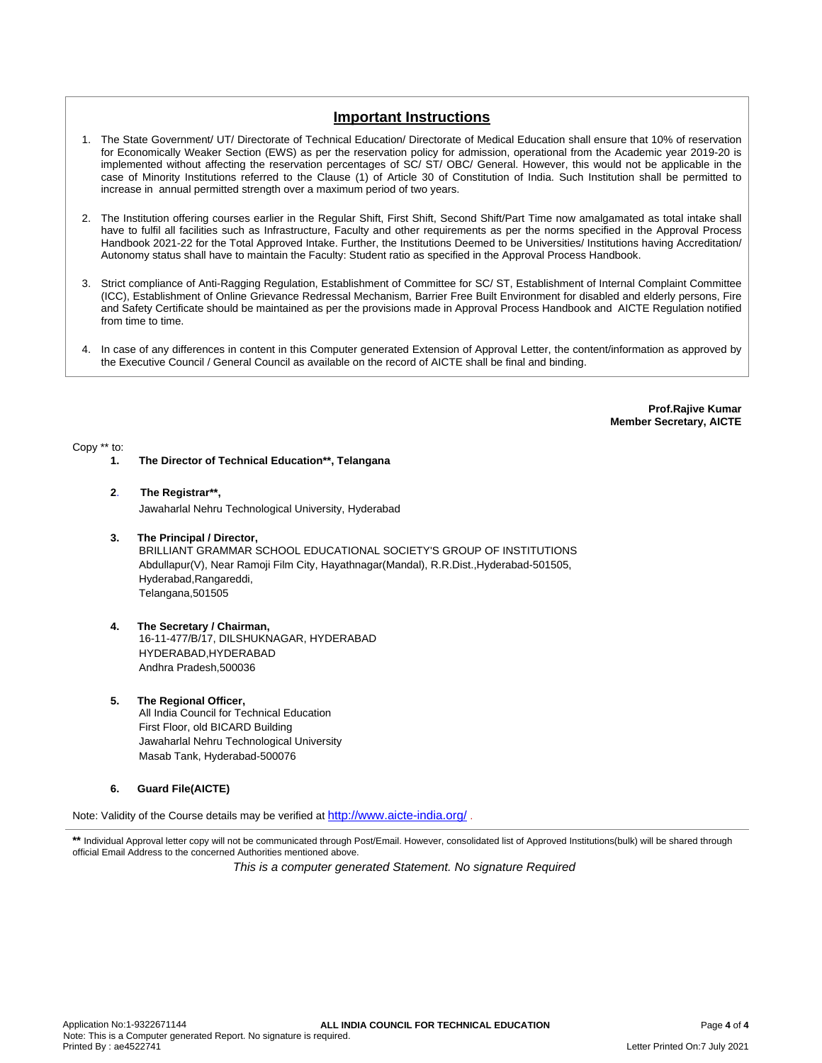## Important Instructions

1. The State Government/ UT/ Directorate of Technical Education/ Directorate of Medical Education shall ensure that 10% of reservation for Economically Weaker Section (EWS) as per the reservation policy for admission, operational from the Academic year 2019-20 is implemented without affecting the reservation percentages of SC/ ST/ OBC/ General. However, this would not be applicable in the case of Minority Institutions referred to the Clause (1) of Article 30 of Constitution of India. Such Institution shall be permitted to increase in annual permitted strength over a maximum period of two years.

2. The Institution offering courses earlier in the Regular Shift, First Shift, Second Shift/Part Time now amalgamated as total intake shall have to fulfil all facilities such as Infrastructure, Faculty and other requirements as per the norms specified in the Approval Process Handbook 2021-22 for the Total Approved Intake. Further, the Institutions Deemed to be Universities/ Institutions having Accreditation/ Autonomy status shall have to maintain the Faculty: Student ratio as specified in the Approval Process Handbook.

3. Strict compliance of Anti-Ragging Regulation, Establishment of Committee for SC/ ST, Establishment of Internal Complaint Committee (ICC), Establishment of Online Grievance Redressal Mechanism, Barrier Free Built Environment for disabled and elderly persons, Fire and Safety Certificate should be maintained as per the provisions made in Approval Process Handbook and AICTE Regulation notified from time to time.

4. In case of any differences in content in this Computer generated Extension of Approval Letter, the content/information as approved by the Executive Council / General Council as available on the record of AICTE shall be final and binding.

**Prof.Rajive Kumar**
**Member Secretary, AICTE**

Copy ** to:

1. **The Director of Technical Education**, Telangana**

2. **The Registrar**,**
   Jawaharlal Nehru Technological University, Hyderabad

3. **The Principal / Director,**
   BRILLIANT GRAMMAR SCHOOL EDUCATIONAL SOCIETY'S GROUP OF INSTITUTIONS
   Abdullapur(V), Near Ramoji Film City, Hayathnagar(Mandal), R.R.Dist.,Hyderabad-501505,
   Hyderabad,Rangareddi,
   Telangana,501505

4. **The Secretary / Chairman,**
   16-11-477/B/17, DILSHUKNAGAR, HYDERABAD
   HYDERABAD,HYDERABAD
   Andhra Pradesh,500036

5. **The Regional Officer,**
   All India Council for Technical Education
   First Floor, old BICARD Building
   Jawaharlal Nehru Technological University
   Masab Tank, Hyderabad-500076

6. **Guard File(AICTE)**

Note: Validity of the Course details may be verified at http://www.aicte-india.org/ .

** Individual Approval letter copy will not be communicated through Post/Email. However, consolidated list of Approved Institutions(bulk) will be shared through official Email Address to the concerned Authorities mentioned above.

*This is a computer generated Statement. No signature Required*